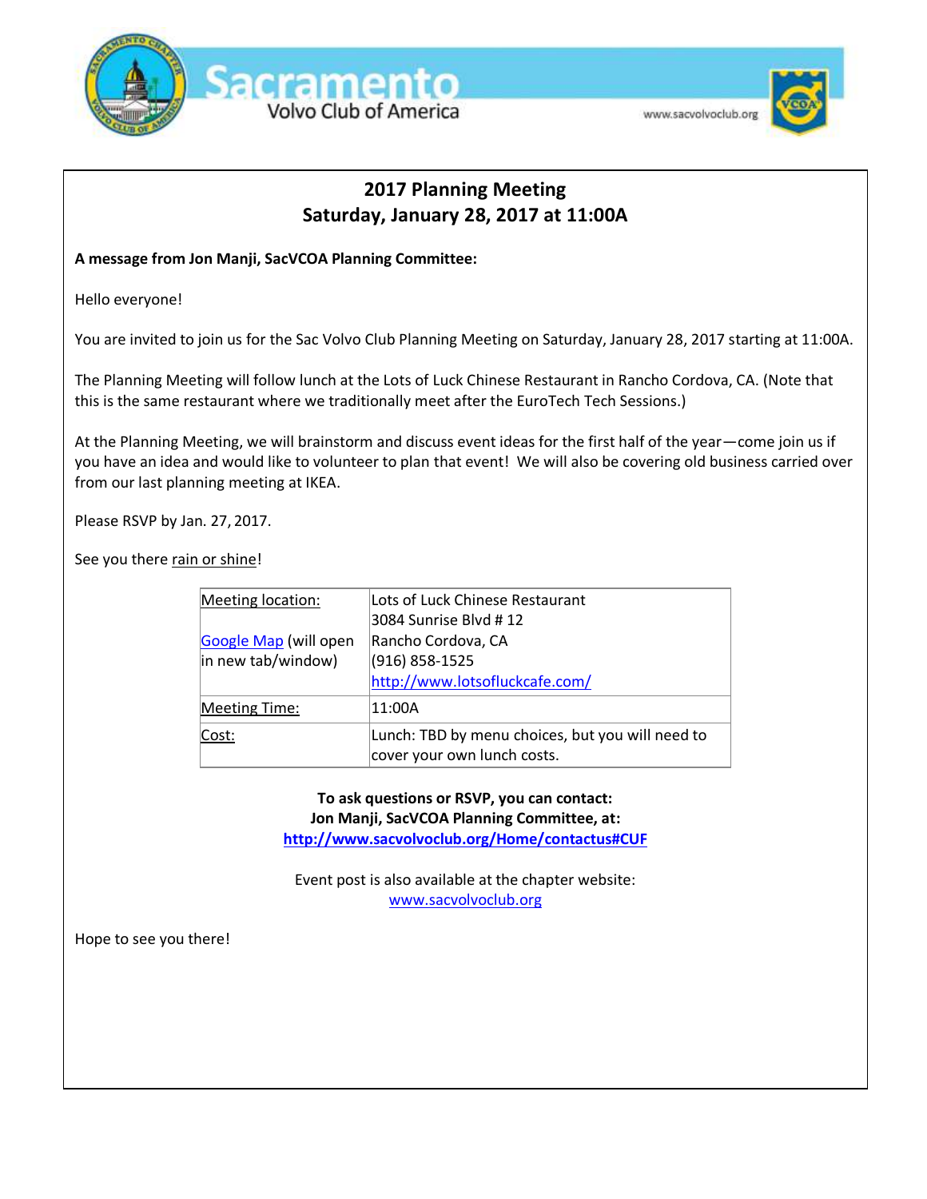Sacramento Volvo Club of America

www.sacvolvoclub.org

## 2017 Planning Meeting
## Saturday, January 28, 2017 at 11:00A

**A message from Jon Manji, SacVCOA Planning Committee:**

Hello everyone!

You are invited to join us for the Sac Volvo Club Planning Meeting on Saturday, January 28, 2017 starting at 11:00A.

The Planning Meeting will follow lunch at the Lots of Luck Chinese Restaurant in Rancho Cordova, CA. (Note that this is the same restaurant where we traditionally meet after the EuroTech Tech Sessions.)

At the Planning Meeting, we will brainstorm and discuss event ideas for the first half of the year—come join us if you have an idea and would like to volunteer to plan that event! We will also be covering old business carried over from our last planning meeting at IKEA.

Please RSVP by Jan. 27, 2017.

See you there rain or shine!

| | |
|---|---|
| Meeting location:<br><br>Google Map (will open in new tab/window) | Lots of Luck Chinese Restaurant<br>3084 Sunrise Blvd # 12<br>Rancho Cordova, CA<br>(916) 858-1525<br>http://www.lotsofluckcafe.com/ |
| Meeting Time: | 11:00A |
| Cost: | Lunch: TBD by menu choices, but you will need to cover your own lunch costs. |

**To ask questions or RSVP, you can contact:**
**Jon Manji, SacVCOA Planning Committee, at:**
**http://www.sacvolvoclub.org/Home/contactus#CUF**

Event post is also available at the chapter website:
www.sacvolvoclub.org

Hope to see you there!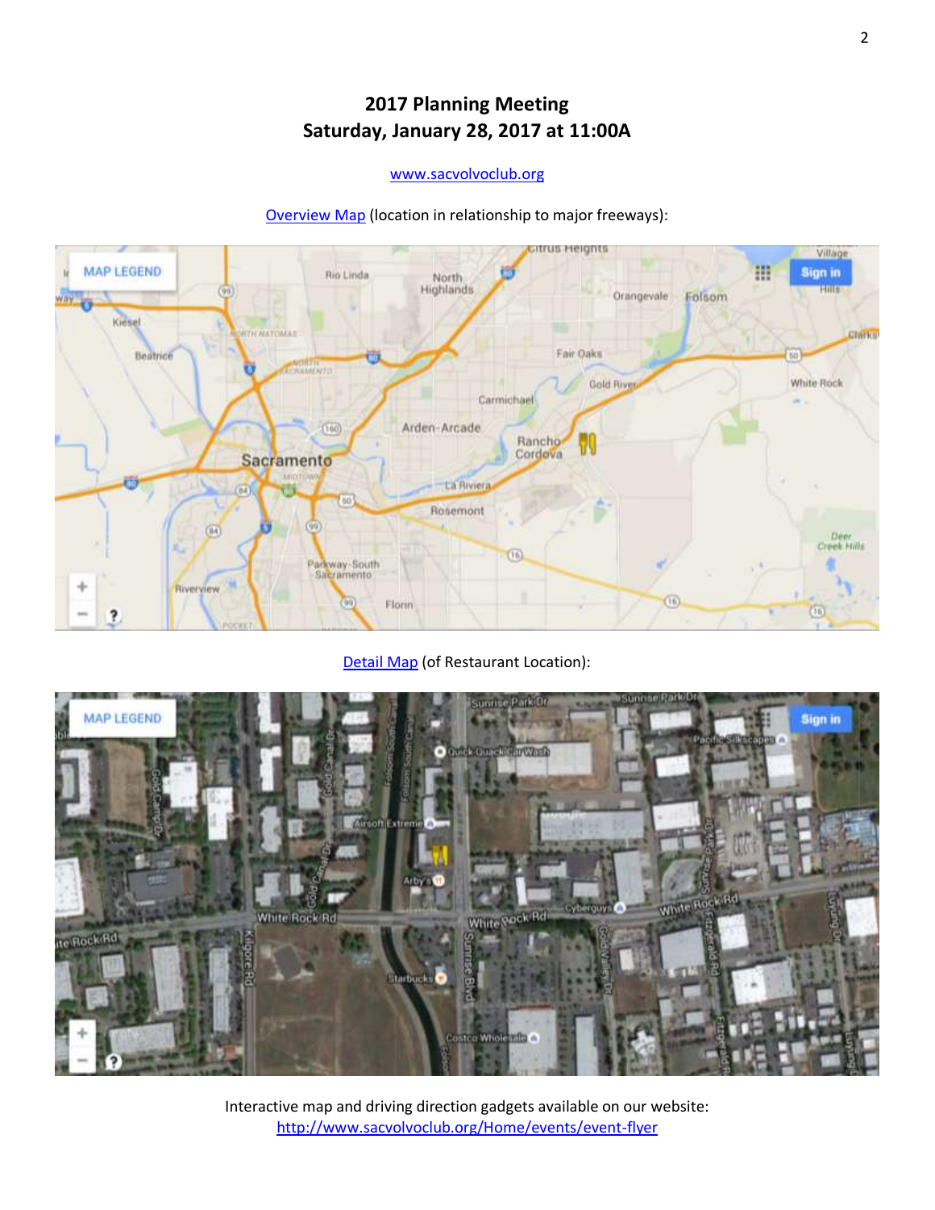## 2017 Planning Meeting
## Saturday, January 28, 2017 at 11:00A

www.sacvolvoclub.org

Overview Map (location in relationship to major freeways):

Detail Map (of Restaurant Location):

Interactive map and driving direction gadgets available on our website:
http://www.sacvolvoclub.org/Home/events/event-flyer